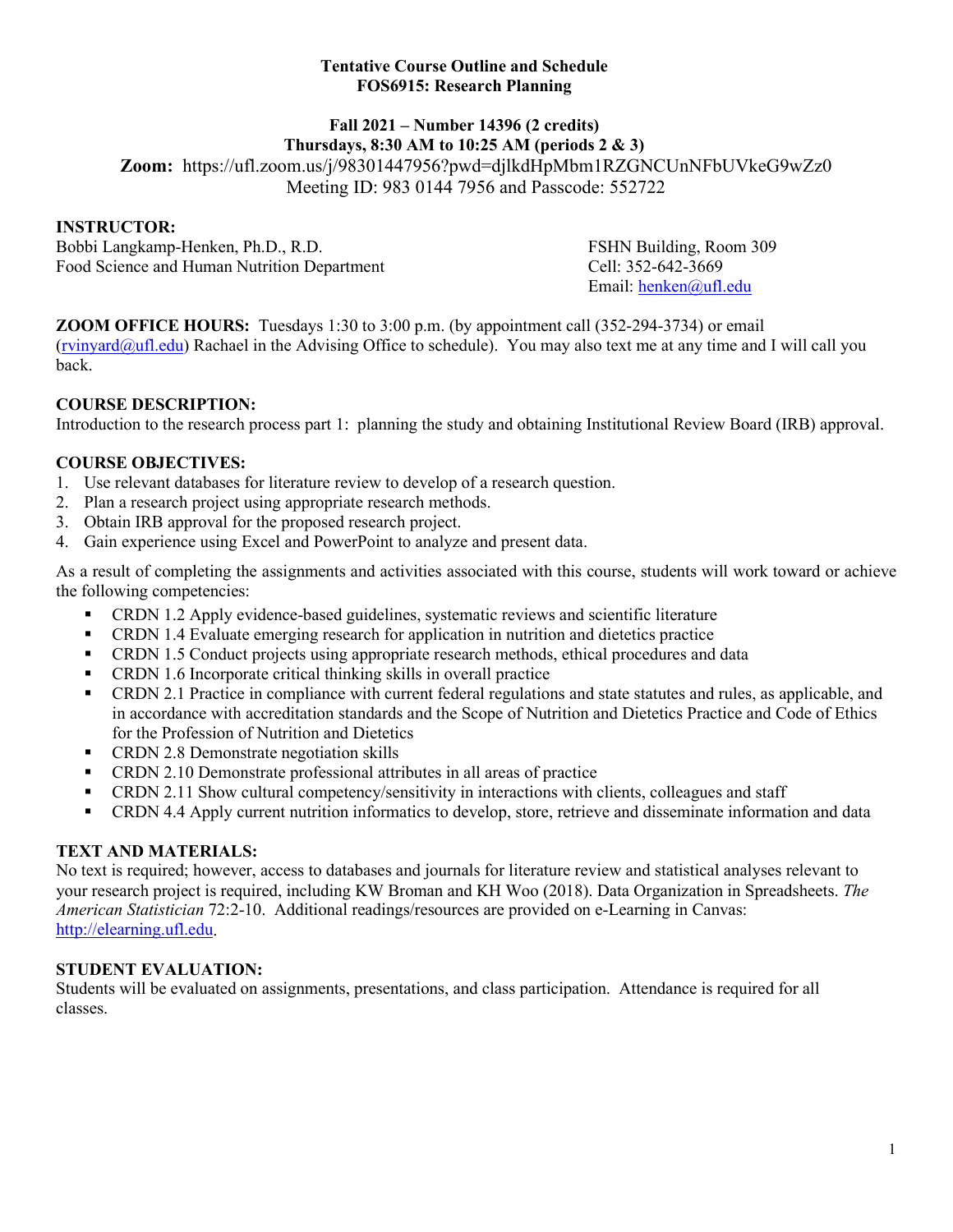**Tentative Course Outline and Schedule**
**FOS6915: Research Planning**

**Fall 2021 – Number 14396 (2 credits)**
**Thursdays, 8:30 AM to 10:25 AM (periods 2 & 3)**
**Zoom:** https://ufl.zoom.us/j/98301447956?pwd=djlkdHpMbm1RZGNCUnNFbUVkeG9wZz0
Meeting ID: 983 0144 7956 and Passcode: 552722

**INSTRUCTOR:**
Bobbi Langkamp-Henken, Ph.D., R.D.
Food Science and Human Nutrition Department
FSHN Building, Room 309
Cell: 352-642-3669
Email: henken@ufl.edu

**ZOOM OFFICE HOURS:** Tuesdays 1:30 to 3:00 p.m. (by appointment call (352-294-3734) or email (rvinyard@ufl.edu) Rachael in the Advising Office to schedule). You may also text me at any time and I will call you back.

**COURSE DESCRIPTION:**
Introduction to the research process part 1: planning the study and obtaining Institutional Review Board (IRB) approval.

**COURSE OBJECTIVES:**
1. Use relevant databases for literature review to develop of a research question.
2. Plan a research project using appropriate research methods.
3. Obtain IRB approval for the proposed research project.
4. Gain experience using Excel and PowerPoint to analyze and present data.

As a result of completing the assignments and activities associated with this course, students will work toward or achieve the following competencies:

- CRDN 1.2 Apply evidence-based guidelines, systematic reviews and scientific literature
- CRDN 1.4 Evaluate emerging research for application in nutrition and dietetics practice
- CRDN 1.5 Conduct projects using appropriate research methods, ethical procedures and data
- CRDN 1.6 Incorporate critical thinking skills in overall practice
- CRDN 2.1 Practice in compliance with current federal regulations and state statutes and rules, as applicable, and in accordance with accreditation standards and the Scope of Nutrition and Dietetics Practice and Code of Ethics for the Profession of Nutrition and Dietetics
- CRDN 2.8 Demonstrate negotiation skills
- CRDN 2.10 Demonstrate professional attributes in all areas of practice
- CRDN 2.11 Show cultural competency/sensitivity in interactions with clients, colleagues and staff
- CRDN 4.4 Apply current nutrition informatics to develop, store, retrieve and disseminate information and data

**TEXT AND MATERIALS:**
No text is required; however, access to databases and journals for literature review and statistical analyses relevant to your research project is required, including KW Broman and KH Woo (2018). Data Organization in Spreadsheets. *The American Statistician* 72:2-10. Additional readings/resources are provided on e-Learning in Canvas: http://elearning.ufl.edu.

**STUDENT EVALUATION:**
Students will be evaluated on assignments, presentations, and class participation. Attendance is required for all classes.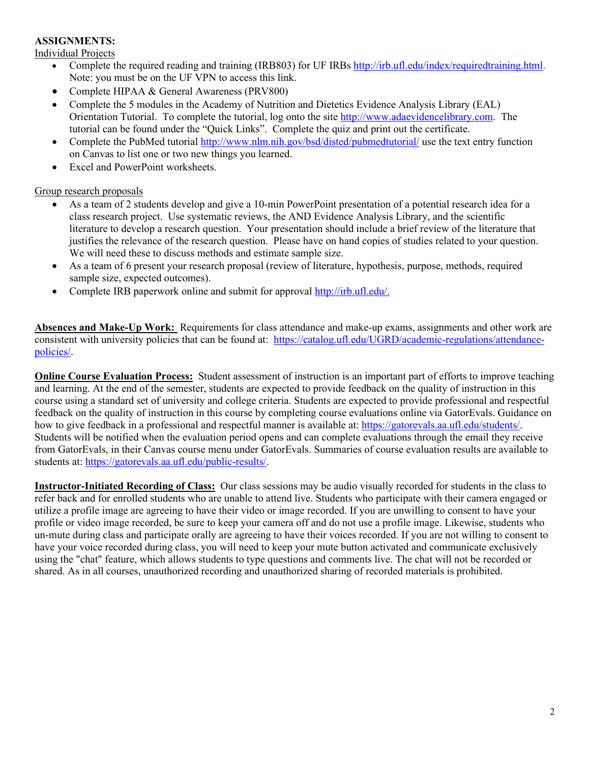**ASSIGNMENTS:**

Individual Projects

- Complete the required reading and training (IRB803) for UF IRBs http://irb.ufl.edu/index/requiredtraining.html. Note: you must be on the UF VPN to access this link.
- Complete HIPAA & General Awareness (PRV800)
- Complete the 5 modules in the Academy of Nutrition and Dietetics Evidence Analysis Library (EAL) Orientation Tutorial. To complete the tutorial, log onto the site http://www.adaevidencelibrary.com. The tutorial can be found under the "Quick Links". Complete the quiz and print out the certificate.
- Complete the PubMed tutorial http://www.nlm.nih.gov/bsd/disted/pubmedtutorial/ use the text entry function on Canvas to list one or two new things you learned.
- Excel and PowerPoint worksheets.

Group research proposals

- As a team of 2 students develop and give a 10-min PowerPoint presentation of a potential research idea for a class research project. Use systematic reviews, the AND Evidence Analysis Library, and the scientific literature to develop a research question. Your presentation should include a brief review of the literature that justifies the relevance of the research question. Please have on hand copies of studies related to your question. We will need these to discuss methods and estimate sample size.
- As a team of 6 present your research proposal (review of literature, hypothesis, purpose, methods, required sample size, expected outcomes).
- Complete IRB paperwork online and submit for approval http://irb.ufl.edu/.

**Absences and Make-Up Work:** Requirements for class attendance and make-up exams, assignments and other work are consistent with university policies that can be found at: https://catalog.ufl.edu/UGRD/academic-regulations/attendance-policies/.

**Online Course Evaluation Process:** Student assessment of instruction is an important part of efforts to improve teaching and learning. At the end of the semester, students are expected to provide feedback on the quality of instruction in this course using a standard set of university and college criteria. Students are expected to provide professional and respectful feedback on the quality of instruction in this course by completing course evaluations online via GatorEvals. Guidance on how to give feedback in a professional and respectful manner is available at: https://gatorevals.aa.ufl.edu/students/. Students will be notified when the evaluation period opens and can complete evaluations through the email they receive from GatorEvals, in their Canvas course menu under GatorEvals. Summaries of course evaluation results are available to students at: https://gatorevals.aa.ufl.edu/public-results/.

**Instructor-Initiated Recording of Class:** Our class sessions may be audio visually recorded for students in the class to refer back and for enrolled students who are unable to attend live. Students who participate with their camera engaged or utilize a profile image are agreeing to have their video or image recorded. If you are unwilling to consent to have your profile or video image recorded, be sure to keep your camera off and do not use a profile image. Likewise, students who un-mute during class and participate orally are agreeing to have their voices recorded. If you are not willing to consent to have your voice recorded during class, you will need to keep your mute button activated and communicate exclusively using the "chat" feature, which allows students to type questions and comments live. The chat will not be recorded or shared. As in all courses, unauthorized recording and unauthorized sharing of recorded materials is prohibited.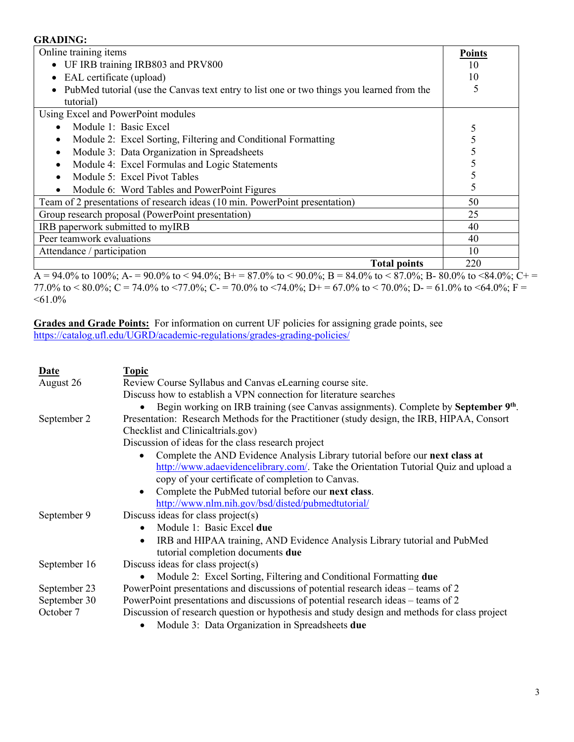**GRADING:**

| Online training items | Points |
|---|---|
| • UF IRB training IRB803 and PRV800 | 10 |
| • EAL certificate (upload) | 10 |
| • PubMed tutorial (use the Canvas text entry to list one or two things you learned from the tutorial) | 5 |
| Using Excel and PowerPoint modules | |
| • Module 1: Basic Excel | 5 |
| • Module 2: Excel Sorting, Filtering and Conditional Formatting | 5 |
| • Module 3: Data Organization in Spreadsheets | 5 |
| • Module 4: Excel Formulas and Logic Statements | 5 |
| • Module 5: Excel Pivot Tables | 5 |
| • Module 6: Word Tables and PowerPoint Figures | 5 |
| Team of 2 presentations of research ideas (10 min. PowerPoint presentation) | 50 |
| Group research proposal (PowerPoint presentation) | 25 |
| IRB paperwork submitted to myIRB | 40 |
| Peer teamwork evaluations | 40 |
| Attendance / participation | 10 |
| **Total points** | 220 |

A = 94.0% to 100%; A- = 90.0% to < 94.0%; B+ = 87.0% to < 90.0%; B = 84.0% to < 87.0%; B- 80.0% to <84.0%; C+ = 77.0% to < 80.0%; C = 74.0% to <77.0%; C- = 70.0% to <74.0%; D+ = 67.0% to < 70.0%; D- = 61.0% to <64.0%; F = <61.0%

**Grades and Grade Points:** For information on current UF policies for assigning grade points, see https://catalog.ufl.edu/UGRD/academic-regulations/grades-grading-policies/

| Date | Topic |
|---|---|
| August 26 | Review Course Syllabus and Canvas eLearning course site.<br>Discuss how to establish a VPN connection for literature searches<br>• Begin working on IRB training (see Canvas assignments). Complete by **September 9th**. |
| September 2 | Presentation: Research Methods for the Practitioner (study design, the IRB, HIPAA, Consort Checklist and Clinicaltrials.gov)<br>Discussion of ideas for the class research project<br>• Complete the AND Evidence Analysis Library tutorial before our **next class at** http://www.adaevidencelibrary.com/. Take the Orientation Tutorial Quiz and upload a copy of your certificate of completion to Canvas.<br>• Complete the PubMed tutorial before our **next class**. http://www.nlm.nih.gov/bsd/disted/pubmedtutorial/ |
| September 9 | Discuss ideas for class project(s)<br>• Module 1: Basic Excel **due**<br>• IRB and HIPAA training, AND Evidence Analysis Library tutorial and PubMed tutorial completion documents **due** |
| September 16 | Discuss ideas for class project(s)<br>• Module 2: Excel Sorting, Filtering and Conditional Formatting **due** |
| September 23 | PowerPoint presentations and discussions of potential research ideas – teams of 2 |
| September 30 | PowerPoint presentations and discussions of potential research ideas – teams of 2 |
| October 7 | Discussion of research question or hypothesis and study design and methods for class project<br>• Module 3: Data Organization in Spreadsheets **due** |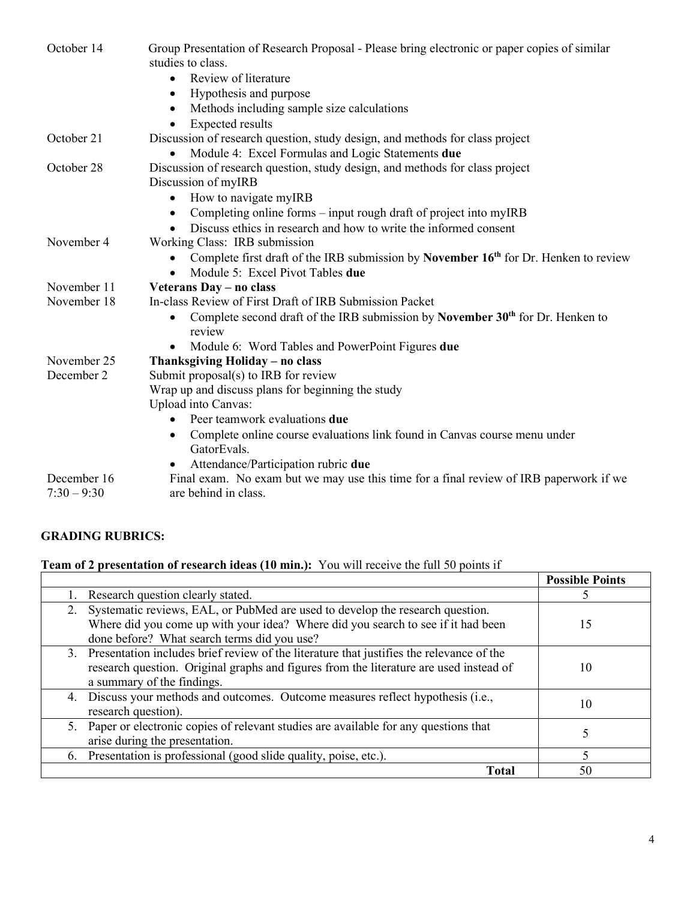| | |
|---|---|
| October 14 | Group Presentation of Research Proposal - Please bring electronic or paper copies of similar studies to class.<br>• Review of literature<br>• Hypothesis and purpose<br>• Methods including sample size calculations<br>• Expected results |
| October 21 | Discussion of research question, study design, and methods for class project<br>• Module 4: Excel Formulas and Logic Statements **due** |
| October 28 | Discussion of research question, study design, and methods for class project<br>Discussion of myIRB<br>• How to navigate myIRB<br>• Completing online forms – input rough draft of project into myIRB<br>• Discuss ethics in research and how to write the informed consent |
| November 4 | Working Class: IRB submission<br>• Complete first draft of the IRB submission by **November 16th** for Dr. Henken to review<br>• Module 5: Excel Pivot Tables **due** |
| November 11 | **Veterans Day – no class** |
| November 18 | In-class Review of First Draft of IRB Submission Packet<br>• Complete second draft of the IRB submission by **November 30th** for Dr. Henken to review<br>• Module 6: Word Tables and PowerPoint Figures **due** |
| November 25 | **Thanksgiving Holiday – no class** |
| December 2 | Submit proposal(s) to IRB for review<br>Wrap up and discuss plans for beginning the study<br>Upload into Canvas:<br>• Peer teamwork evaluations **due**<br>• Complete online course evaluations link found in Canvas course menu under GatorEvals.<br>• Attendance/Participation rubric **due** |
| December 16<br>7:30 – 9:30 | Final exam. No exam but we may use this time for a final review of IRB paperwork if we are behind in class. |

**GRADING RUBRICS:**

**Team of 2 presentation of research ideas (10 min.):** You will receive the full 50 points if

| | Possible Points |
|---|---|
| 1. Research question clearly stated. | 5 |
| 2. Systematic reviews, EAL, or PubMed are used to develop the research question. Where did you come up with your idea? Where did you search to see if it had been done before? What search terms did you use? | 15 |
| 3. Presentation includes brief review of the literature that justifies the relevance of the research question. Original graphs and figures from the literature are used instead of a summary of the findings. | 10 |
| 4. Discuss your methods and outcomes. Outcome measures reflect hypothesis (i.e., research question). | 10 |
| 5. Paper or electronic copies of relevant studies are available for any questions that arise during the presentation. | 5 |
| 6. Presentation is professional (good slide quality, poise, etc.). | 5 |
| **Total** | 50 |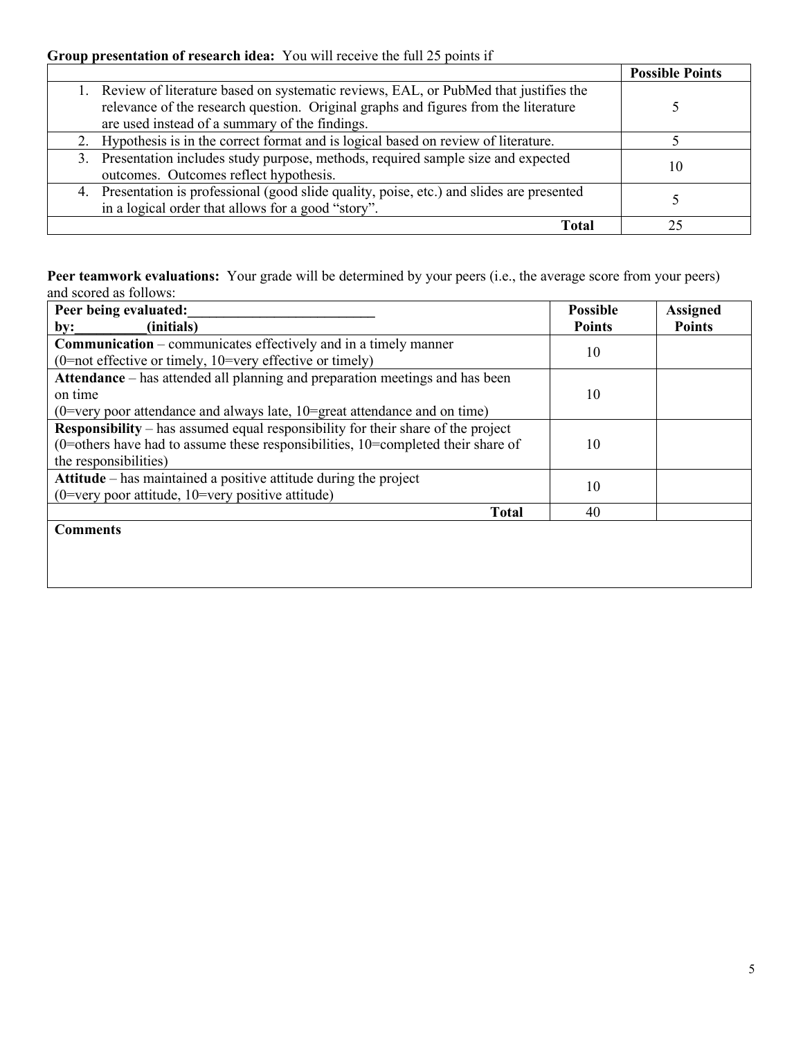**Group presentation of research idea:** You will receive the full 25 points if

| | Possible Points |
|---|---|
| 1. Review of literature based on systematic reviews, EAL, or PubMed that justifies the relevance of the research question. Original graphs and figures from the literature are used instead of a summary of the findings. | 5 |
| 2. Hypothesis is in the correct format and is logical based on review of literature. | 5 |
| 3. Presentation includes study purpose, methods, required sample size and expected outcomes. Outcomes reflect hypothesis. | 10 |
| 4. Presentation is professional (good slide quality, poise, etc.) and slides are presented in a logical order that allows for a good "story". | 5 |
| **Total** | 25 |

**Peer teamwork evaluations:** Your grade will be determined by your peers (i.e., the average score from your peers) and scored as follows:

| **Peer being evaluated:__________________________ by:__________(initials)** | **Possible Points** | **Assigned Points** |
|---|---|---|
| **Communication** – communicates effectively and in a timely manner (0=not effective or timely, 10=very effective or timely) | 10 | |
| **Attendance** – has attended all planning and preparation meetings and has been on time (0=very poor attendance and always late, 10=great attendance and on time) | 10 | |
| **Responsibility** – has assumed equal responsibility for their share of the project (0=others have had to assume these responsibilities, 10=completed their share of the responsibilities) | 10 | |
| **Attitude** – has maintained a positive attitude during the project (0=very poor attitude, 10=very positive attitude) | 10 | |
| **Total** | 40 | |
| **Comments** | | |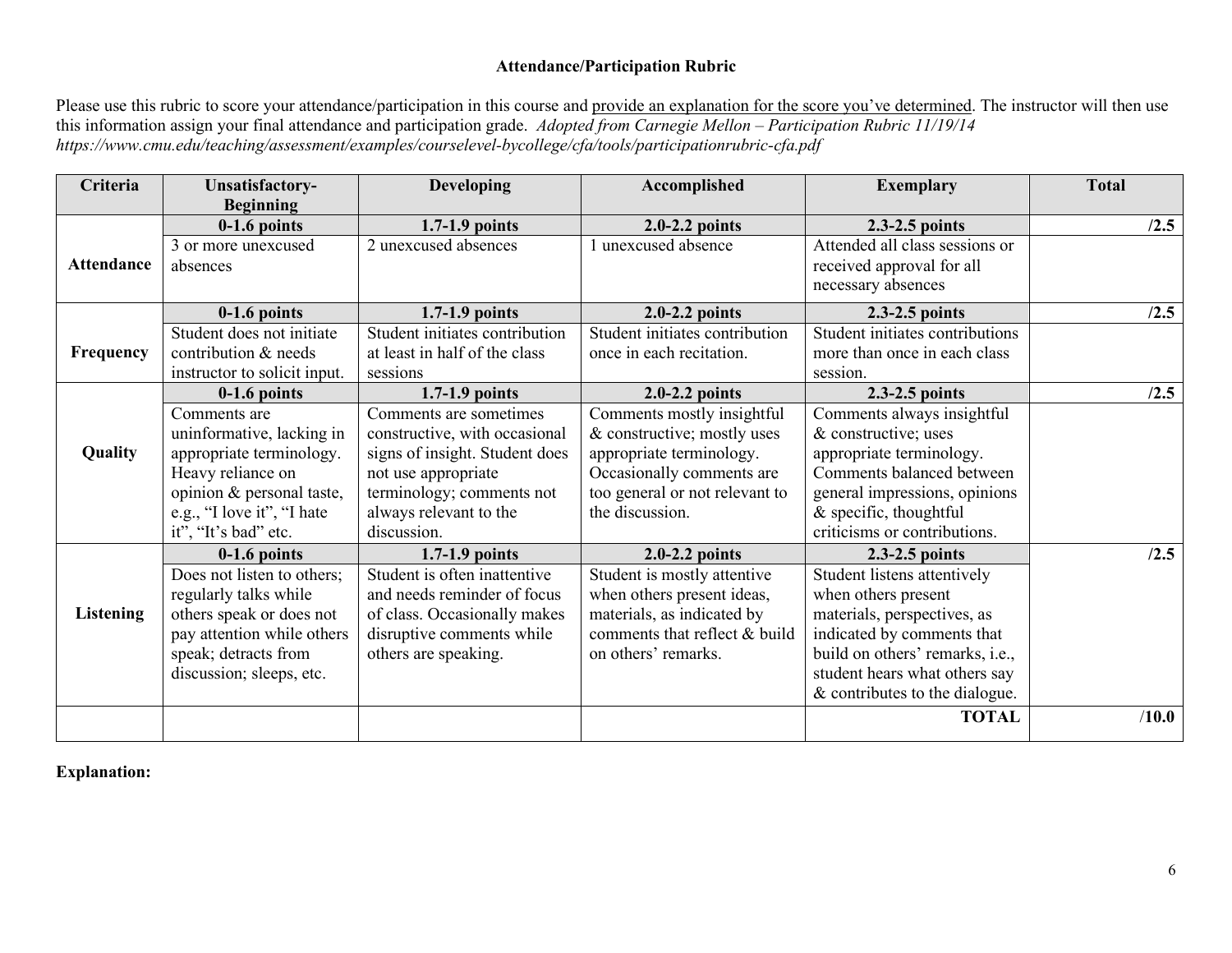**Attendance/Participation Rubric**

Please use this rubric to score your attendance/participation in this course and provide an explanation for the score you've determined. The instructor will then use this information assign your final attendance and participation grade. *Adopted from Carnegie Mellon – Participation Rubric 11/19/14 https://www.cmu.edu/teaching/assessment/examples/courselevel-bycollege/cfa/tools/participationrubric-cfa.pdf*

| Criteria | Unsatisfactory-Beginning | Developing | Accomplished | Exemplary | Total |
|---|---|---|---|---|---|
| | **0-1.6 points** | **1.7-1.9 points** | **2.0-2.2 points** | **2.3-2.5 points** | **/2.5** |
| **Attendance** | 3 or more unexcused absences | 2 unexcused absences | 1 unexcused absence | Attended all class sessions or received approval for all necessary absences | |
| | **0-1.6 points** | **1.7-1.9 points** | **2.0-2.2 points** | **2.3-2.5 points** | **/2.5** |
| **Frequency** | Student does not initiate contribution & needs instructor to solicit input. | Student initiates contribution at least in half of the class sessions | Student initiates contribution once in each recitation. | Student initiates contributions more than once in each class session. | |
| | **0-1.6 points** | **1.7-1.9 points** | **2.0-2.2 points** | **2.3-2.5 points** | **/2.5** |
| **Quality** | Comments are uninformative, lacking in appropriate terminology. Heavy reliance on opinion & personal taste, e.g., "I love it", "I hate it", "It's bad" etc. | Comments are sometimes constructive, with occasional signs of insight. Student does not use appropriate terminology; comments not always relevant to the discussion. | Comments mostly insightful & constructive; mostly uses appropriate terminology. Occasionally comments are too general or not relevant to the discussion. | Comments always insightful & constructive; uses appropriate terminology. Comments balanced between general impressions, opinions & specific, thoughtful criticisms or contributions. | |
| | **0-1.6 points** | **1.7-1.9 points** | **2.0-2.2 points** | **2.3-2.5 points** | **/2.5** |
| **Listening** | Does not listen to others; regularly talks while others speak or does not pay attention while others speak; detracts from discussion; sleeps, etc. | Student is often inattentive and needs reminder of focus of class. Occasionally makes disruptive comments while others are speaking. | Student is mostly attentive when others present ideas, materials, as indicated by comments that reflect & build on others' remarks. | Student listens attentively when others present materials, perspectives, as indicated by comments that build on others' remarks, i.e., student hears what others say & contributes to the dialogue. | |
| | | | | **TOTAL** | **/10.0** |

**Explanation:**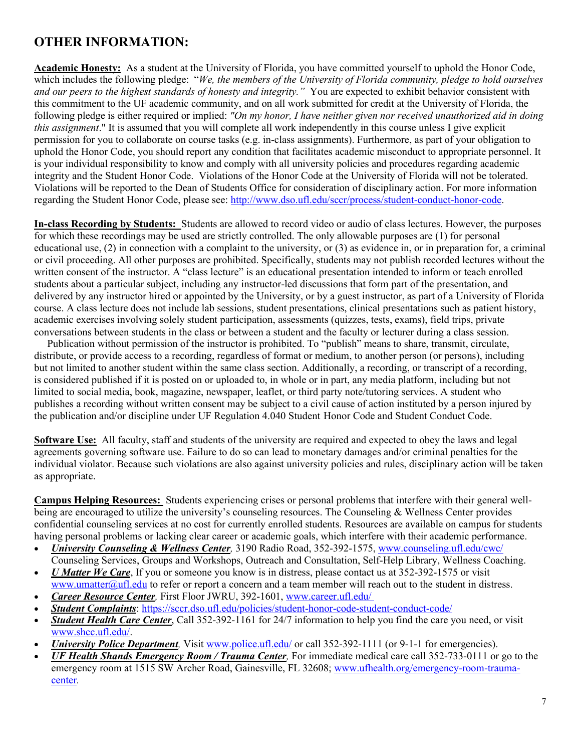## OTHER INFORMATION:

**Academic Honesty:** As a student at the University of Florida, you have committed yourself to uphold the Honor Code, which includes the following pledge: "*We, the members of the University of Florida community, pledge to hold ourselves and our peers to the highest standards of honesty and integrity."* You are expected to exhibit behavior consistent with this commitment to the UF academic community, and on all work submitted for credit at the University of Florida, the following pledge is either required or implied: *"On my honor, I have neither given nor received unauthorized aid in doing this assignment*." It is assumed that you will complete all work independently in this course unless I give explicit permission for you to collaborate on course tasks (e.g. in-class assignments). Furthermore, as part of your obligation to uphold the Honor Code, you should report any condition that facilitates academic misconduct to appropriate personnel. It is your individual responsibility to know and comply with all university policies and procedures regarding academic integrity and the Student Honor Code. Violations of the Honor Code at the University of Florida will not be tolerated. Violations will be reported to the Dean of Students Office for consideration of disciplinary action. For more information regarding the Student Honor Code, please see: http://www.dso.ufl.edu/sccr/process/student-conduct-honor-code.

**In-class Recording by Students:** Students are allowed to record video or audio of class lectures. However, the purposes for which these recordings may be used are strictly controlled. The only allowable purposes are (1) for personal educational use, (2) in connection with a complaint to the university, or (3) as evidence in, or in preparation for, a criminal or civil proceeding. All other purposes are prohibited. Specifically, students may not publish recorded lectures without the written consent of the instructor. A "class lecture" is an educational presentation intended to inform or teach enrolled students about a particular subject, including any instructor-led discussions that form part of the presentation, and delivered by any instructor hired or appointed by the University, or by a guest instructor, as part of a University of Florida course. A class lecture does not include lab sessions, student presentations, clinical presentations such as patient history, academic exercises involving solely student participation, assessments (quizzes, tests, exams), field trips, private conversations between students in the class or between a student and the faculty or lecturer during a class session.

Publication without permission of the instructor is prohibited. To "publish" means to share, transmit, circulate, distribute, or provide access to a recording, regardless of format or medium, to another person (or persons), including but not limited to another student within the same class section. Additionally, a recording, or transcript of a recording, is considered published if it is posted on or uploaded to, in whole or in part, any media platform, including but not limited to social media, book, magazine, newspaper, leaflet, or third party note/tutoring services. A student who publishes a recording without written consent may be subject to a civil cause of action instituted by a person injured by the publication and/or discipline under UF Regulation 4.040 Student Honor Code and Student Conduct Code.

**Software Use:** All faculty, staff and students of the university are required and expected to obey the laws and legal agreements governing software use. Failure to do so can lead to monetary damages and/or criminal penalties for the individual violator. Because such violations are also against university policies and rules, disciplinary action will be taken as appropriate.

**Campus Helping Resources:** Students experiencing crises or personal problems that interfere with their general well-being are encouraged to utilize the university's counseling resources. The Counseling & Wellness Center provides confidential counseling services at no cost for currently enrolled students. Resources are available on campus for students having personal problems or lacking clear career or academic goals, which interfere with their academic performance.

- ***University Counseling & Wellness Center**,* 3190 Radio Road, 352-392-1575, www.counseling.ufl.edu/cwc/ Counseling Services, Groups and Workshops, Outreach and Consultation, Self-Help Library, Wellness Coaching.
- ***U Matter We Care***, If you or someone you know is in distress, please contact us at 352-392-1575 or visit www.umatter@ufl.edu to refer or report a concern and a team member will reach out to the student in distress.
- ***Career Resource Center**,* First Floor JWRU, 392-1601, www.career.ufl.edu/
- ***Student Complaints***: https://sccr.dso.ufl.edu/policies/student-honor-code-student-conduct-code/
- ***Student Health Care Center***, Call 352-392-1161 for 24/7 information to help you find the care you need, or visit www.shcc.ufl.edu/.
- ***University Police Department**,* Visit www.police.ufl.edu/ or call 352-392-1111 (or 9-1-1 for emergencies).
- ***UF Health Shands Emergency Room / Trauma Center**,* For immediate medical care call 352-733-0111 or go to the emergency room at 1515 SW Archer Road, Gainesville, FL 32608; www.ufhealth.org/emergency-room-trauma-center.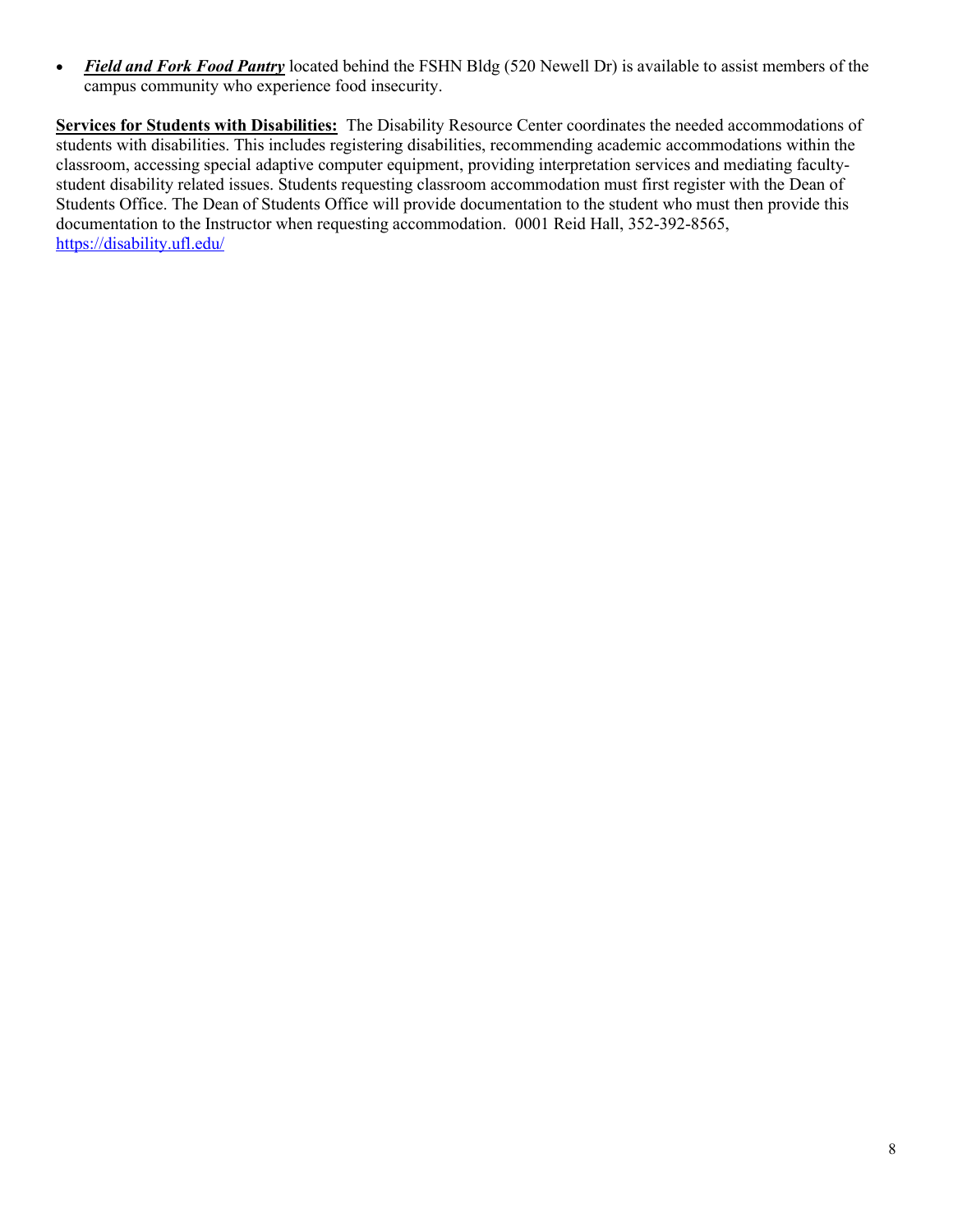- ***Field and Fork Food Pantry*** located behind the FSHN Bldg (520 Newell Dr) is available to assist members of the campus community who experience food insecurity.

**Services for Students with Disabilities:** The Disability Resource Center coordinates the needed accommodations of students with disabilities. This includes registering disabilities, recommending academic accommodations within the classroom, accessing special adaptive computer equipment, providing interpretation services and mediating faculty-student disability related issues. Students requesting classroom accommodation must first register with the Dean of Students Office. The Dean of Students Office will provide documentation to the student who must then provide this documentation to the Instructor when requesting accommodation. 0001 Reid Hall, 352-392-8565, [https://disability.ufl.edu/](https://disability.ufl.edu/)